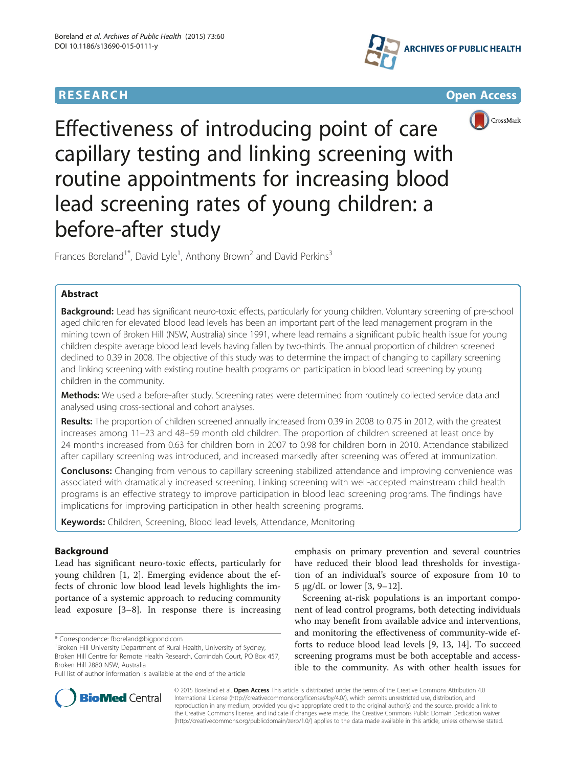RESEARCH

Open Access

# Effectiveness of introducing point of care capillary testing and linking screening with routine appointments for increasing blood lead screening rates of young children: a before-after study

Frances Boreland[1*], David Lyle[1], Anthony Brown[2] and David Perkins[3]

## Abstract

**Background:** Lead has significant neuro-toxic effects, particularly for young children. Voluntary screening of pre-school aged children for elevated blood lead levels has been an important part of the lead management program in the mining town of Broken Hill (NSW, Australia) since 1991, where lead remains a significant public health issue for young children despite average blood lead levels having fallen by two-thirds. The annual proportion of children screened declined to 0.39 in 2008. The objective of this study was to determine the impact of changing to capillary screening and linking screening with existing routine health programs on participation in blood lead screening by young children in the community.

**Methods:** We used a before-after study. Screening rates were determined from routinely collected service data and analysed using cross-sectional and cohort analyses.

**Results:** The proportion of children screened annually increased from 0.39 in 2008 to 0.75 in 2012, with the greatest increases among 11–23 and 48–59 month old children. The proportion of children screened at least once by 24 months increased from 0.63 for children born in 2007 to 0.98 for children born in 2010. Attendance stabilized after capillary screening was introduced, and increased markedly after screening was offered at immunization.

**Conclusons:** Changing from venous to capillary screening stabilized attendance and improving convenience was associated with dramatically increased screening. Linking screening with well-accepted mainstream child health programs is an effective strategy to improve participation in blood lead screening programs. The findings have implications for improving participation in other health screening programs.

**Keywords:** Children, Screening, Blood lead levels, Attendance, Monitoring

## Background

Lead has significant neuro-toxic effects, particularly for young children [1, 2]. Emerging evidence about the effects of chronic low blood lead levels highlights the importance of a systemic approach to reducing community lead exposure [3–8]. In response there is increasing emphasis on primary prevention and several countries have reduced their blood lead thresholds for investigation of an individual's source of exposure from 10 to 5 μg/dL or lower [3, 9–12].

Screening at-risk populations is an important component of lead control programs, both detecting individuals who may benefit from available advice and interventions, and monitoring the effectiveness of community-wide efforts to reduce blood lead levels [9, 13, 14]. To succeed screening programs must be both acceptable and accessible to the community. As with other health issues for

\* Correspondence: fboreland@bigpond.com
[1]Broken Hill University Department of Rural Health, University of Sydney, Broken Hill Centre for Remote Health Research, Corrindah Court, PO Box 457, Broken Hill 2880 NSW, Australia
Full list of author information is available at the end of the article

© 2015 Boreland et al. **Open Access** This article is distributed under the terms of the Creative Commons Attribution 4.0 International License (http://creativecommons.org/licenses/by/4.0/), which permits unrestricted use, distribution, and reproduction in any medium, provided you give appropriate credit to the original author(s) and the source, provide a link to the Creative Commons license, and indicate if changes were made. The Creative Commons Public Domain Dedication waiver (http://creativecommons.org/publicdomain/zero/1.0/) applies to the data made available in this article, unless otherwise stated.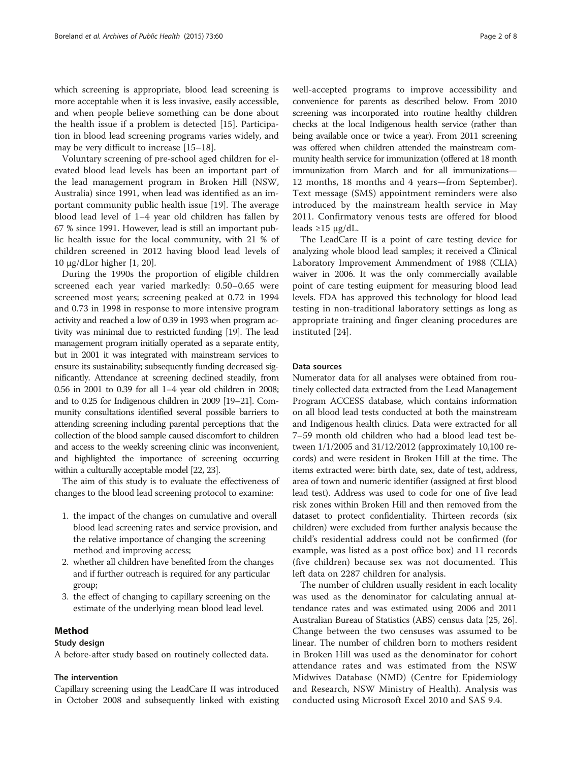which screening is appropriate, blood lead screening is more acceptable when it is less invasive, easily accessible, and when people believe something can be done about the health issue if a problem is detected [15]. Participation in blood lead screening programs varies widely, and may be very difficult to increase [15–18].

Voluntary screening of pre-school aged children for elevated blood lead levels has been an important part of the lead management program in Broken Hill (NSW, Australia) since 1991, when lead was identified as an important community public health issue [19]. The average blood lead level of 1–4 year old children has fallen by 67 % since 1991. However, lead is still an important public health issue for the local community, with 21 % of children screened in 2012 having blood lead levels of 10 μg/dLor higher [1, 20].

During the 1990s the proportion of eligible children screened each year varied markedly: 0.50–0.65 were screened most years; screening peaked at 0.72 in 1994 and 0.73 in 1998 in response to more intensive program activity and reached a low of 0.39 in 1993 when program activity was minimal due to restricted funding [19]. The lead management program initially operated as a separate entity, but in 2001 it was integrated with mainstream services to ensure its sustainability; subsequently funding decreased significantly. Attendance at screening declined steadily, from 0.56 in 2001 to 0.39 for all 1–4 year old children in 2008; and to 0.25 for Indigenous children in 2009 [19–21]. Community consultations identified several possible barriers to attending screening including parental perceptions that the collection of the blood sample caused discomfort to children and access to the weekly screening clinic was inconvenient, and highlighted the importance of screening occurring within a culturally acceptable model [22, 23].

The aim of this study is to evaluate the effectiveness of changes to the blood lead screening protocol to examine:

1. the impact of the changes on cumulative and overall blood lead screening rates and service provision, and the relative importance of changing the screening method and improving access;
2. whether all children have benefited from the changes and if further outreach is required for any particular group;
3. the effect of changing to capillary screening on the estimate of the underlying mean blood lead level.

## Method

### Study design

A before-after study based on routinely collected data.

### The intervention

Capillary screening using the LeadCare II was introduced in October 2008 and subsequently linked with existing well-accepted programs to improve accessibility and convenience for parents as described below. From 2010 screening was incorporated into routine healthy children checks at the local Indigenous health service (rather than being available once or twice a year). From 2011 screening was offered when children attended the mainstream community health service for immunization (offered at 18 month immunization from March and for all immunizations—12 months, 18 months and 4 years—from September). Text message (SMS) appointment reminders were also introduced by the mainstream health service in May 2011. Confirmatory venous tests are offered for blood leads ≥15 μg/dL.

The LeadCare II is a point of care testing device for analyzing whole blood lead samples; it received a Clinical Laboratory Improvement Ammendment of 1988 (CLIA) waiver in 2006. It was the only commercially available point of care testing euipment for measuring blood lead levels. FDA has approved this technology for blood lead testing in non-traditional laboratory settings as long as appropriate training and finger cleaning procedures are instituted [24].

### Data sources

Numerator data for all analyses were obtained from routinely collected data extracted from the Lead Management Program ACCESS database, which contains information on all blood lead tests conducted at both the mainstream and Indigenous health clinics. Data were extracted for all 7–59 month old children who had a blood lead test between 1/1/2005 and 31/12/2012 (approximately 10,100 records) and were resident in Broken Hill at the time. The items extracted were: birth date, sex, date of test, address, area of town and numeric identifier (assigned at first blood lead test). Address was used to code for one of five lead risk zones within Broken Hill and then removed from the dataset to protect confidentiality. Thirteen records (six children) were excluded from further analysis because the child's residential address could not be confirmed (for example, was listed as a post office box) and 11 records (five children) because sex was not documented. This left data on 2287 children for analysis.

The number of children usually resident in each locality was used as the denominator for calculating annual attendance rates and was estimated using 2006 and 2011 Australian Bureau of Statistics (ABS) census data [25, 26]. Change between the two censuses was assumed to be linear. The number of children born to mothers resident in Broken Hill was used as the denominator for cohort attendance rates and was estimated from the NSW Midwives Database (NMD) (Centre for Epidemiology and Research, NSW Ministry of Health). Analysis was conducted using Microsoft Excel 2010 and SAS 9.4.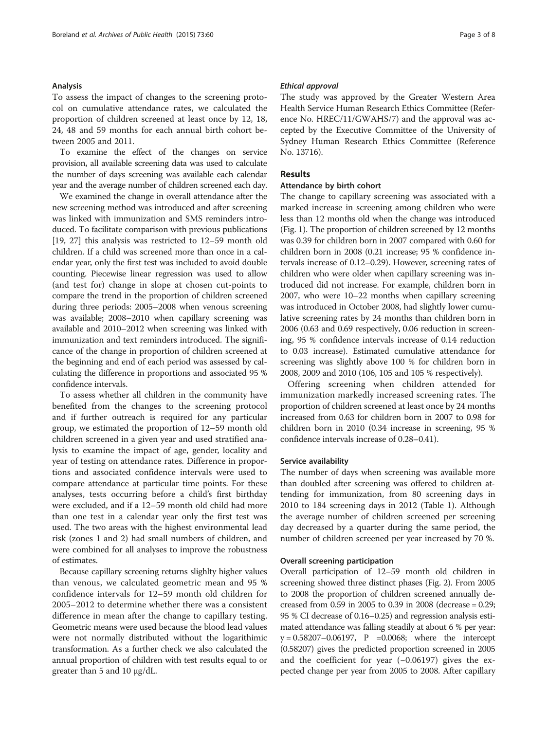### Analysis

To assess the impact of changes to the screening protocol on cumulative attendance rates, we calculated the proportion of children screened at least once by 12, 18, 24, 48 and 59 months for each annual birth cohort between 2005 and 2011.

To examine the effect of the changes on service provision, all available screening data was used to calculate the number of days screening was available each calendar year and the average number of children screened each day.

We examined the change in overall attendance after the new screening method was introduced and after screening was linked with immunization and SMS reminders introduced. To facilitate comparison with previous publications [19, 27] this analysis was restricted to 12–59 month old children. If a child was screened more than once in a calendar year, only the first test was included to avoid double counting. Piecewise linear regression was used to allow (and test for) change in slope at chosen cut-points to compare the trend in the proportion of children screened during three periods: 2005–2008 when venous screening was available; 2008–2010 when capillary screening was available and 2010–2012 when screening was linked with immunization and text reminders introduced. The significance of the change in proportion of children screened at the beginning and end of each period was assessed by calculating the difference in proportions and associated 95 % confidence intervals.

To assess whether all children in the community have benefited from the changes to the screening protocol and if further outreach is required for any particular group, we estimated the proportion of 12–59 month old children screened in a given year and used stratified analysis to examine the impact of age, gender, locality and year of testing on attendance rates. Difference in proportions and associated confidence intervals were used to compare attendance at particular time points. For these analyses, tests occurring before a child's first birthday were excluded, and if a 12–59 month old child had more than one test in a calendar year only the first test was used. The two areas with the highest environmental lead risk (zones 1 and 2) had small numbers of children, and were combined for all analyses to improve the robustness of estimates.

Because capillary screening returns slighlty higher values than venous, we calculated geometric mean and 95 % confidence intervals for 12–59 month old children for 2005–2012 to determine whether there was a consistent difference in mean after the change to capillary testing. Geometric means were used because the blood lead values were not normally distributed without the logarithimic transformation. As a further check we also calculated the annual proportion of children with test results equal to or greater than 5 and 10 μg/dL.

#### *Ethical approval*

The study was approved by the Greater Western Area Health Service Human Research Ethics Committee (Reference No. HREC/11/GWAHS/7) and the approval was accepted by the Executive Committee of the University of Sydney Human Research Ethics Committee (Reference No. 13716).

## Results

### Attendance by birth cohort

The change to capillary screening was associated with a marked increase in screening among children who were less than 12 months old when the change was introduced (Fig. 1). The proportion of children screened by 12 months was 0.39 for children born in 2007 compared with 0.60 for children born in 2008 (0.21 increase; 95 % confidence intervals increase of 0.12–0.29). However, screening rates of children who were older when capillary screening was introduced did not increase. For example, children born in 2007, who were 10–22 months when capillary screening was introduced in October 2008, had slightly lower cumulative screening rates by 24 months than children born in 2006 (0.63 and 0.69 respectively, 0.06 reduction in screening, 95 % confidence intervals increase of 0.14 reduction to 0.03 increase). Estimated cumulative attendance for screening was slightly above 100 % for children born in 2008, 2009 and 2010 (106, 105 and 105 % respectively).

Offering screening when children attended for immunization markedly increased screening rates. The proportion of children screened at least once by 24 months increased from 0.63 for children born in 2007 to 0.98 for children born in 2010 (0.34 increase in screening, 95 % confidence intervals increase of 0.28–0.41).

### Service availability

The number of days when screening was available more than doubled after screening was offered to children attending for immunization, from 80 screening days in 2010 to 184 screening days in 2012 (Table 1). Although the average number of children screened per screening day decreased by a quarter during the same period, the number of children screened per year increased by 70 %.

### Overall screening participation

Overall participation of 12–59 month old children in screening showed three distinct phases (Fig. 2). From 2005 to 2008 the proportion of children screened annually decreased from 0.59 in 2005 to 0.39 in 2008 (decrease = 0.29; 95 % CI decrease of 0.16–0.25) and regression analysis estimated attendance was falling steadily at about 6 % per year: $y = 0.58207–0.06197$, $P = 0.0068$; where the intercept (0.58207) gives the predicted proportion screened in 2005 and the coefficient for year (−0.06197) gives the expected change per year from 2005 to 2008. After capillary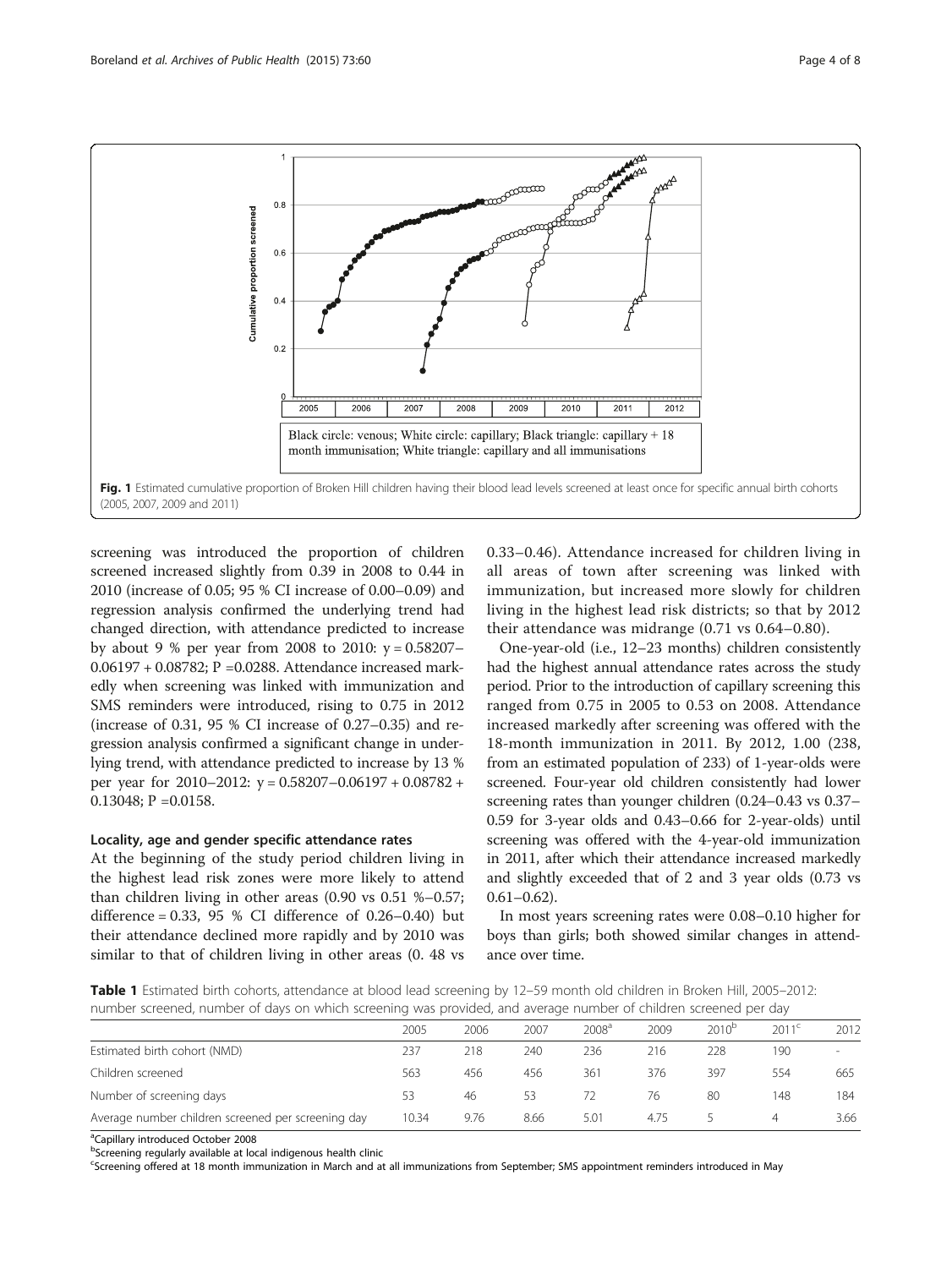Fig. 1 Estimated cumulative proportion of Broken Hill children having their blood lead levels screened at least once for specific annual birth cohorts (2005, 2007, 2009 and 2011)

screening was introduced the proportion of children screened increased slightly from 0.39 in 2008 to 0.44 in 2010 (increase of 0.05; 95 % CI increase of 0.00–0.09) and regression analysis confirmed the underlying trend had changed direction, with attendance predicted to increase by about 9 % per year from 2008 to 2010: y = 0.58207–0.06197 + 0.08782; P =0.0288. Attendance increased markedly when screening was linked with immunization and SMS reminders were introduced, rising to 0.75 in 2012 (increase of 0.31, 95 % CI increase of 0.27–0.35) and regression analysis confirmed a significant change in underlying trend, with attendance predicted to increase by 13 % per year for 2010–2012: y = 0.58207–0.06197 + 0.08782 + 0.13048; P =0.0158.

### Locality, age and gender specific attendance rates

At the beginning of the study period children living in the highest lead risk zones were more likely to attend than children living in other areas (0.90 vs 0.51 %–0.57; difference = 0.33, 95 % CI difference of 0.26–0.40) but their attendance declined more rapidly and by 2010 was similar to that of children living in other areas (0. 48 vs 0.33–0.46). Attendance increased for children living in all areas of town after screening was linked with immunization, but increased more slowly for children living in the highest lead risk districts; so that by 2012 their attendance was midrange (0.71 vs 0.64–0.80).

One-year-old (i.e., 12–23 months) children consistently had the highest annual attendance rates across the study period. Prior to the introduction of capillary screening this ranged from 0.75 in 2005 to 0.53 on 2008. Attendance increased markedly after screening was offered with the 18-month immunization in 2011. By 2012, 1.00 (238, from an estimated population of 233) of 1-year-olds were screened. Four-year old children consistently had lower screening rates than younger children (0.24–0.43 vs 0.37–0.59 for 3-year olds and 0.43–0.66 for 2-year-olds) until screening was offered with the 4-year-old immunization in 2011, after which their attendance increased markedly and slightly exceeded that of 2 and 3 year olds (0.73 vs 0.61–0.62).

In most years screening rates were 0.08–0.10 higher for boys than girls; both showed similar changes in attendance over time.

**Table 1** Estimated birth cohorts, attendance at blood lead screening by 12–59 month old children in Broken Hill, 2005–2012: number screened, number of days on which screening was provided, and average number of children screened per day

| | 2005 | 2006 | 2007 | 2008[a] | 2009 | 2010[b] | 2011[c] | 2012 |
|---|---|---|---|---|---|---|---|---|
| Estimated birth cohort (NMD) | 237 | 218 | 240 | 236 | 216 | 228 | 190 | - |
| Children screened | 563 | 456 | 456 | 361 | 376 | 397 | 554 | 665 |
| Number of screening days | 53 | 46 | 53 | 72 | 76 | 80 | 148 | 184 |
| Average number children screened per screening day | 10.34 | 9.76 | 8.66 | 5.01 | 4.75 | 5 | 4 | 3.66 |

[a]Capillary introduced October 2008
[b]Screening regularly available at local indigenous health clinic
[c]Screening offered at 18 month immunization in March and at all immunizations from September; SMS appointment reminders introduced in May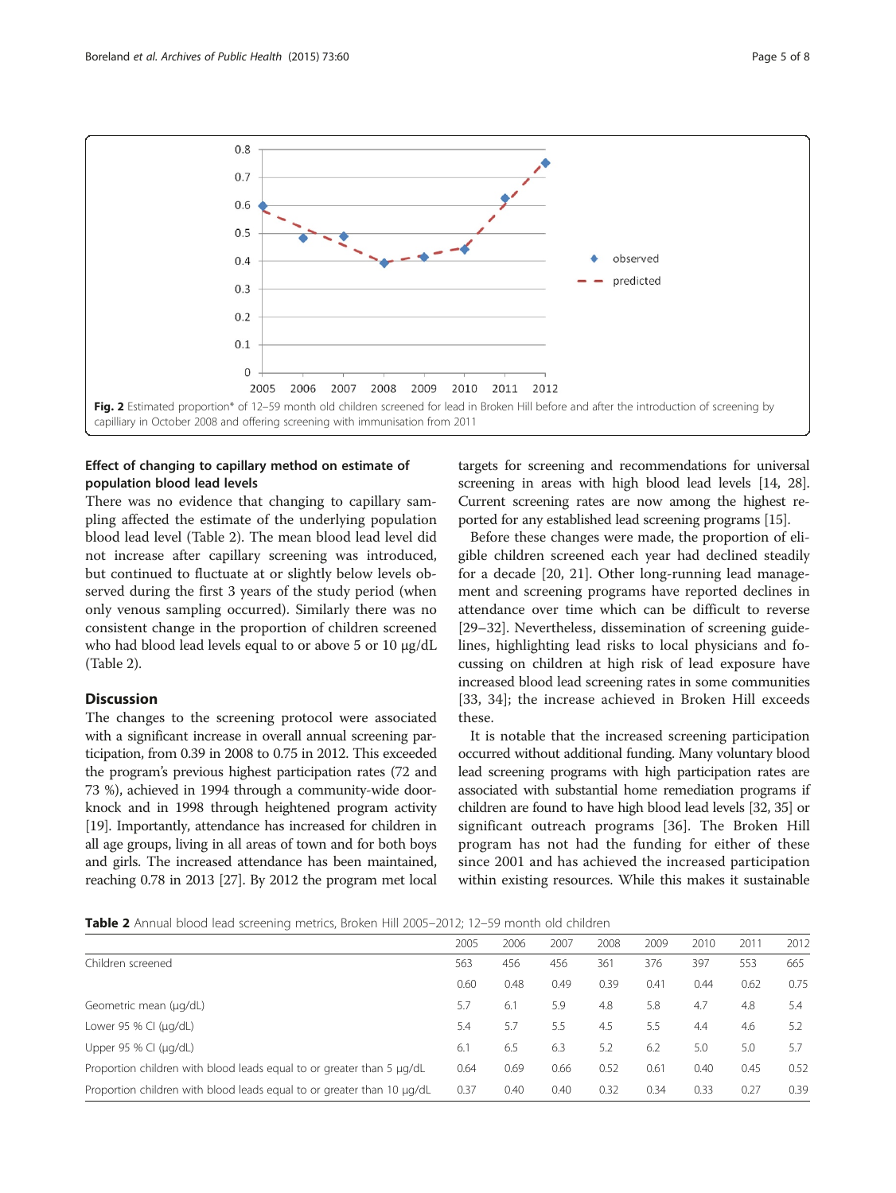**Fig. 2** Estimated proportion* of 12–59 month old children screened for lead in Broken Hill before and after the introduction of screening by capilliary in October 2008 and offering screening with immunisation from 2011

### Effect of changing to capillary method on estimate of population blood lead levels

There was no evidence that changing to capillary sampling affected the estimate of the underlying population blood lead level (Table 2). The mean blood lead level did not increase after capillary screening was introduced, but continued to fluctuate at or slightly below levels observed during the first 3 years of the study period (when only venous sampling occurred). Similarly there was no consistent change in the proportion of children screened who had blood lead levels equal to or above 5 or 10 μg/dL (Table 2).

## Discussion

The changes to the screening protocol were associated with a significant increase in overall annual screening participation, from 0.39 in 2008 to 0.75 in 2012. This exceeded the program's previous highest participation rates (72 and 73 %), achieved in 1994 through a community-wide door-knock and in 1998 through heightened program activity [19]. Importantly, attendance has increased for children in all age groups, living in all areas of town and for both boys and girls. The increased attendance has been maintained, reaching 0.78 in 2013 [27]. By 2012 the program met local targets for screening and recommendations for universal screening in areas with high blood lead levels [14, 28]. Current screening rates are now among the highest reported for any established lead screening programs [15].

Before these changes were made, the proportion of eligible children screened each year had declined steadily for a decade [20, 21]. Other long-running lead management and screening programs have reported declines in attendance over time which can be difficult to reverse [29–32]. Nevertheless, dissemination of screening guidelines, highlighting lead risks to local physicians and focussing on children at high risk of lead exposure have increased blood lead screening rates in some communities [33, 34]; the increase achieved in Broken Hill exceeds these.

It is notable that the increased screening participation occurred without additional funding. Many voluntary blood lead screening programs with high participation rates are associated with substantial home remediation programs if children are found to have high blood lead levels [32, 35] or significant outreach programs [36]. The Broken Hill program has not had the funding for either of these since 2001 and has achieved the increased participation within existing resources. While this makes it sustainable

**Table 2** Annual blood lead screening metrics, Broken Hill 2005–2012; 12–59 month old children

| | 2005 | 2006 | 2007 | 2008 | 2009 | 2010 | 2011 | 2012 |
|---|---|---|---|---|---|---|---|---|
| Children screened | 563 | 456 | 456 | 361 | 376 | 397 | 553 | 665 |
| | 0.60 | 0.48 | 0.49 | 0.39 | 0.41 | 0.44 | 0.62 | 0.75 |
| Geometric mean (μg/dL) | 5.7 | 6.1 | 5.9 | 4.8 | 5.8 | 4.7 | 4.8 | 5.4 |
| Lower 95 % CI (μg/dL) | 5.4 | 5.7 | 5.5 | 4.5 | 5.5 | 4.4 | 4.6 | 5.2 |
| Upper 95 % CI (μg/dL) | 6.1 | 6.5 | 6.3 | 5.2 | 6.2 | 5.0 | 5.0 | 5.7 |
| Proportion children with blood leads equal to or greater than 5 μg/dL | 0.64 | 0.69 | 0.66 | 0.52 | 0.61 | 0.40 | 0.45 | 0.52 |
| Proportion children with blood leads equal to or greater than 10 μg/dL | 0.37 | 0.40 | 0.40 | 0.32 | 0.34 | 0.33 | 0.27 | 0.39 |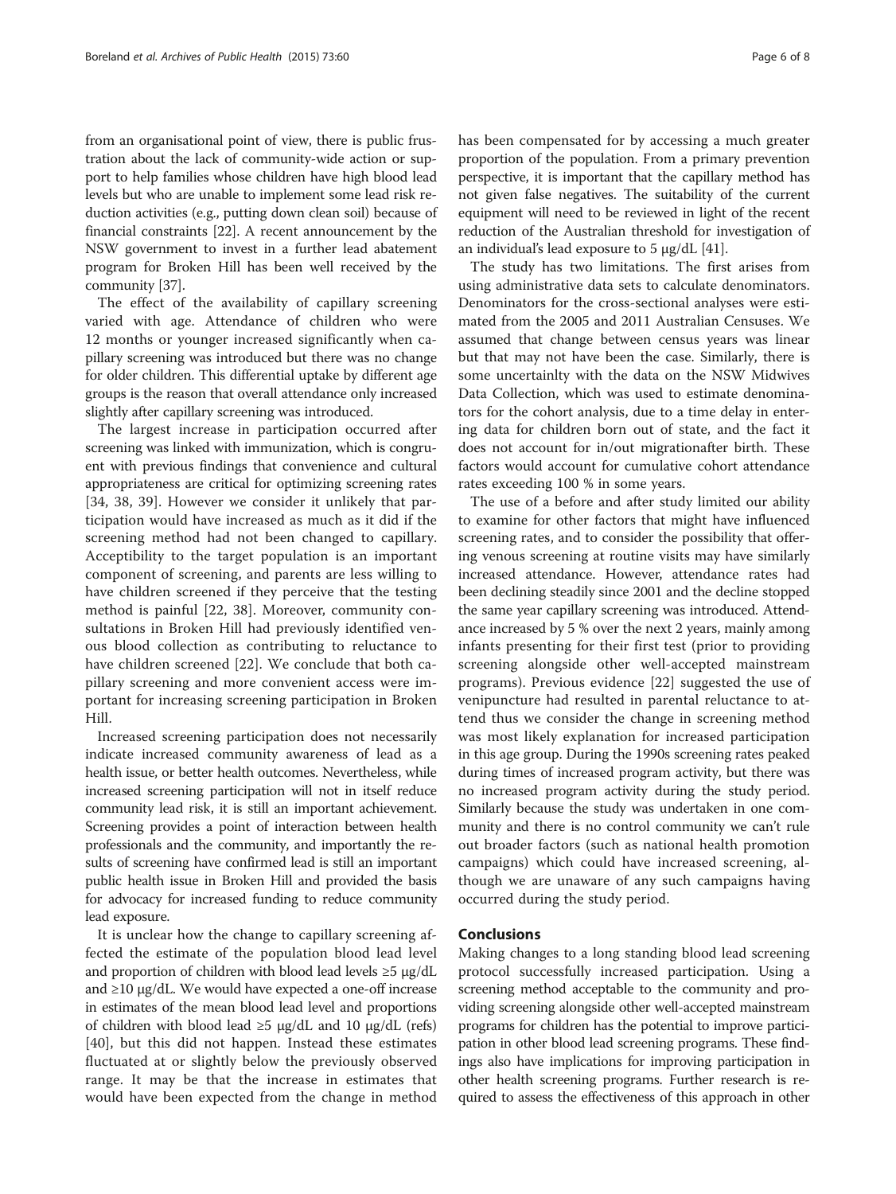from an organisational point of view, there is public frustration about the lack of community-wide action or support to help families whose children have high blood lead levels but who are unable to implement some lead risk reduction activities (e.g., putting down clean soil) because of financial constraints [22]. A recent announcement by the NSW government to invest in a further lead abatement program for Broken Hill has been well received by the community [37].

The effect of the availability of capillary screening varied with age. Attendance of children who were 12 months or younger increased significantly when capillary screening was introduced but there was no change for older children. This differential uptake by different age groups is the reason that overall attendance only increased slightly after capillary screening was introduced.

The largest increase in participation occurred after screening was linked with immunization, which is congruent with previous findings that convenience and cultural appropriateness are critical for optimizing screening rates [34, 38, 39]. However we consider it unlikely that participation would have increased as much as it did if the screening method had not been changed to capillary. Acceptibility to the target population is an important component of screening, and parents are less willing to have children screened if they perceive that the testing method is painful [22, 38]. Moreover, community consultations in Broken Hill had previously identified venous blood collection as contributing to reluctance to have children screened [22]. We conclude that both capillary screening and more convenient access were important for increasing screening participation in Broken Hill.

Increased screening participation does not necessarily indicate increased community awareness of lead as a health issue, or better health outcomes. Nevertheless, while increased screening participation will not in itself reduce community lead risk, it is still an important achievement. Screening provides a point of interaction between health professionals and the community, and importantly the results of screening have confirmed lead is still an important public health issue in Broken Hill and provided the basis for advocacy for increased funding to reduce community lead exposure.

It is unclear how the change to capillary screening affected the estimate of the population blood lead level and proportion of children with blood lead levels ≥5 μg/dL and ≥10 μg/dL. We would have expected a one-off increase in estimates of the mean blood lead level and proportions of children with blood lead ≥5 μg/dL and 10 μg/dL (refs) [40], but this did not happen. Instead these estimates fluctuated at or slightly below the previously observed range. It may be that the increase in estimates that would have been expected from the change in method has been compensated for by accessing a much greater proportion of the population. From a primary prevention perspective, it is important that the capillary method has not given false negatives. The suitability of the current equipment will need to be reviewed in light of the recent reduction of the Australian threshold for investigation of an individual's lead exposure to 5 μg/dL [41].

The study has two limitations. The first arises from using administrative data sets to calculate denominators. Denominators for the cross-sectional analyses were estimated from the 2005 and 2011 Australian Censuses. We assumed that change between census years was linear but that may not have been the case. Similarly, there is some uncertainlty with the data on the NSW Midwives Data Collection, which was used to estimate denominators for the cohort analysis, due to a time delay in entering data for children born out of state, and the fact it does not account for in/out migrationafter birth. These factors would account for cumulative cohort attendance rates exceeding 100 % in some years.

The use of a before and after study limited our ability to examine for other factors that might have influenced screening rates, and to consider the possibility that offering venous screening at routine visits may have similarly increased attendance. However, attendance rates had been declining steadily since 2001 and the decline stopped the same year capillary screening was introduced. Attendance increased by 5 % over the next 2 years, mainly among infants presenting for their first test (prior to providing screening alongside other well-accepted mainstream programs). Previous evidence [22] suggested the use of venipuncture had resulted in parental reluctance to attend thus we consider the change in screening method was most likely explanation for increased participation in this age group. During the 1990s screening rates peaked during times of increased program activity, but there was no increased program activity during the study period. Similarly because the study was undertaken in one community and there is no control community we can't rule out broader factors (such as national health promotion campaigns) which could have increased screening, although we are unaware of any such campaigns having occurred during the study period.

## Conclusions

Making changes to a long standing blood lead screening protocol successfully increased participation. Using a screening method acceptable to the community and providing screening alongside other well-accepted mainstream programs for children has the potential to improve participation in other blood lead screening programs. These findings also have implications for improving participation in other health screening programs. Further research is required to assess the effectiveness of this approach in other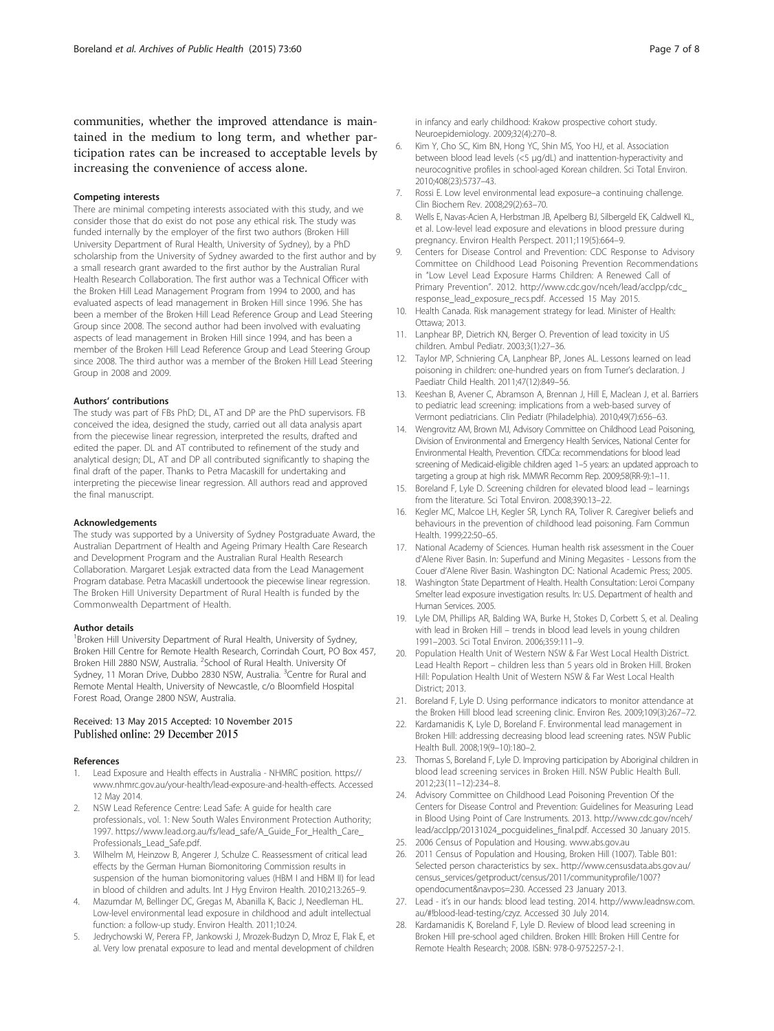communities, whether the improved attendance is maintained in the medium to long term, and whether participation rates can be increased to acceptable levels by increasing the convenience of access alone.

#### Competing interests

There are minimal competing interests associated with this study, and we consider those that do exist do not pose any ethical risk. The study was funded internally by the employer of the first two authors (Broken Hill University Department of Rural Health, University of Sydney), by a PhD scholarship from the University of Sydney awarded to the first author and by a small research grant awarded to the first author by the Australian Rural Health Research Collaboration. The first author was a Technical Officer with the Broken Hill Lead Management Program from 1994 to 2000, and has evaluated aspects of lead management in Broken Hill since 1996. She has been a member of the Broken Hill Lead Reference Group and Lead Steering Group since 2008. The second author had been involved with evaluating aspects of lead management in Broken Hill since 1994, and has been a member of the Broken Hill Lead Reference Group and Lead Steering Group since 2008. The third author was a member of the Broken Hill Lead Steering Group in 2008 and 2009.

#### Authors' contributions

The study was part of FBs PhD; DL, AT and DP are the PhD supervisors. FB conceived the idea, designed the study, carried out all data analysis apart from the piecewise linear regression, interpreted the results, drafted and edited the paper. DL and AT contributed to refinement of the study and analytical design; DL, AT and DP all contributed significantly to shaping the final draft of the paper. Thanks to Petra Macaskill for undertaking and interpreting the piecewise linear regression. All authors read and approved the final manuscript.

#### Acknowledgements

The study was supported by a University of Sydney Postgraduate Award, the Australian Department of Health and Ageing Primary Health Care Research and Development Program and the Australian Rural Health Research Collaboration. Margaret Lesjak extracted data from the Lead Management Program database. Petra Macaskill undertoook the piecewise linear regression. The Broken Hill University Department of Rural Health is funded by the Commonwealth Department of Health.

#### Author details

[1]Broken Hill University Department of Rural Health, University of Sydney, Broken Hill Centre for Remote Health Research, Corrindah Court, PO Box 457, Broken Hill 2880 NSW, Australia. [2]School of Rural Health. University Of Sydney, 11 Moran Drive, Dubbo 2830 NSW, Australia. [3]Centre for Rural and Remote Mental Health, University of Newcastle, c/o Bloomfield Hospital Forest Road, Orange 2800 NSW, Australia.

Received: 13 May 2015 Accepted: 10 November 2015
Published online: 29 December 2015

#### References

1. Lead Exposure and Health effects in Australia - NHMRC position. https://www.nhmrc.gov.au/your-health/lead-exposure-and-health-effects. Accessed 12 May 2014.
2. NSW Lead Reference Centre: Lead Safe: A guide for health care professionals., vol. 1: New South Wales Environment Protection Authority; 1997. https://www.lead.org.au/fs/lead_safe/A_Guide_For_Health_Care_Professionals_Lead_Safe.pdf.
3. Wilhelm M, Heinzow B, Angerer J, Schulze C. Reassessment of critical lead effects by the German Human Biomonitoring Commission results in suspension of the human biomonitoring values (HBM I and HBM II) for lead in blood of children and adults. Int J Hyg Environ Health. 2010;213:265–9.
4. Mazumdar M, Bellinger DC, Gregas M, Abanilla K, Bacic J, Needleman HL. Low-level environmental lead exposure in childhood and adult intellectual function: a follow-up study. Environ Health. 2011;10:24.
5. Jedrychowski W, Perera FP, Jankowski J, Mrozek-Budzyn D, Mroz E, Flak E, et al. Very low prenatal exposure to lead and mental development of children in infancy and early childhood: Krakow prospective cohort study. Neuroepidemiology. 2009;32(4):270–8.
6. Kim Y, Cho SC, Kim BN, Hong YC, Shin MS, Yoo HJ, et al. Association between blood lead levels (<5 μg/dL) and inattention-hyperactivity and neurocognitive profiles in school-aged Korean children. Sci Total Environ. 2010;408(23):5737–43.
7. Rossi E. Low level environmental lead exposure–a continuing challenge. Clin Biochem Rev. 2008;29(2):63–70.
8. Wells E, Navas-Acien A, Herbstman JB, Apelberg BJ, Silbergeld EK, Caldwell KL, et al. Low-level lead exposure and elevations in blood pressure during pregnancy. Environ Health Perspect. 2011;119(5):664–9.
9. Centers for Disease Control and Prevention: CDC Response to Advisory Committee on Childhood Lead Poisoning Prevention Recommendations in "Low Level Lead Exposure Harms Children: A Renewed Call of Primary Prevention". 2012. http://www.cdc.gov/nceh/lead/acclpp/cdc_response_lead_exposure_recs.pdf. Accessed 15 May 2015.
10. Health Canada. Risk management strategy for lead. Minister of Health: Ottawa; 2013.
11. Lanphear BP, Dietrich KN, Berger O. Prevention of lead toxicity in US children. Ambul Pediatr. 2003;3(1):27–36.
12. Taylor MP, Schniering CA, Lanphear BP, Jones AL. Lessons learned on lead poisoning in children: one-hundred years on from Turner's declaration. J Paediatr Child Health. 2011;47(12):849–56.
13. Keeshan B, Avener C, Abramson A, Brennan J, Hill E, Maclean J, et al. Barriers to pediatric lead screening: implications from a web-based survey of Vermont pediatricians. Clin Pediatr (Philadelphia). 2010;49(7):656–63.
14. Wengrovitz AM, Brown MJ, Advisory Committee on Childhood Lead Poisoning, Division of Environmental and Emergency Health Services, National Center for Environmental Health, Prevention. CfDCa: recommendations for blood lead screening of Medicaid-eligible children aged 1–5 years: an updated approach to targeting a group at high risk. MMWR Recomm Rep. 2009;58(RR-9):1–11.
15. Boreland F, Lyle D. Screening children for elevated blood lead – learnings from the literature. Sci Total Environ. 2008;390:13–22.
16. Kegler MC, Malcoe LH, Kegler SR, Lynch RA, Toliver R. Caregiver beliefs and behaviours in the prevention of childhood lead poisoning. Fam Commun Health. 1999;22:50–65.
17. National Academy of Sciences. Human health risk assessment in the Couer d'Alene River Basin. In: Superfund and Mining Megasites - Lessons from the Couer d'Alene River Basin. Washington DC: National Academic Press; 2005.
18. Washington State Department of Health. Health Consultation: Leroi Company Smelter lead exposure investigation results. In: U.S. Department of health and Human Services. 2005.
19. Lyle DM, Phillips AR, Balding WA, Burke H, Stokes D, Corbett S, et al. Dealing with lead in Broken Hill – trends in blood lead levels in young children 1991–2003. Sci Total Environ. 2006;359:111–9.
20. Population Health Unit of Western NSW & Far West Local Health District. Lead Health Report – children less than 5 years old in Broken Hill. Broken Hill: Population Health Unit of Western NSW & Far West Local Health District; 2013.
21. Boreland F, Lyle D. Using performance indicators to monitor attendance at the Broken Hill blood lead screening clinic. Environ Res. 2009;109(3):267–72.
22. Kardamanidis K, Lyle D, Boreland F. Environmental lead management in Broken Hill: addressing decreasing blood lead screening rates. NSW Public Health Bull. 2008;19(9–10):180–2.
23. Thomas S, Boreland F, Lyle D. Improving participation by Aboriginal children in blood lead screening services in Broken Hill. NSW Public Health Bull. 2012;23(11–12):234–8.
24. Advisory Committee on Childhood Lead Poisoning Prevention Of the Centers for Disease Control and Prevention: Guidelines for Measuring Lead in Blood Using Point of Care Instruments. 2013. http://www.cdc.gov/nceh/lead/acclpp/20131024_pocguidelines_final.pdf. Accessed 30 January 2015.
25. 2006 Census of Population and Housing. www.abs.gov.au
26. 2011 Census of Population and Housing, Broken Hill (1007). Table B01: Selected person characteristics by sex.. http://www.censusdata.abs.gov.au/census_services/getproduct/census/2011/communityprofile/1007?opendocument&navpos=230. Accessed 23 January 2013.
27. Lead - it's in our hands: blood lead testing. 2014. http://www.leadnsw.com.au/#!blood-lead-testing/czyz. Accessed 30 July 2014.
28. Kardamanidis K, Boreland F, Lyle D. Review of blood lead screening in Broken Hill pre-school aged children. Broken HIll: Broken Hill Centre for Remote Health Research; 2008. ISBN: 978-0-9752257-2-1.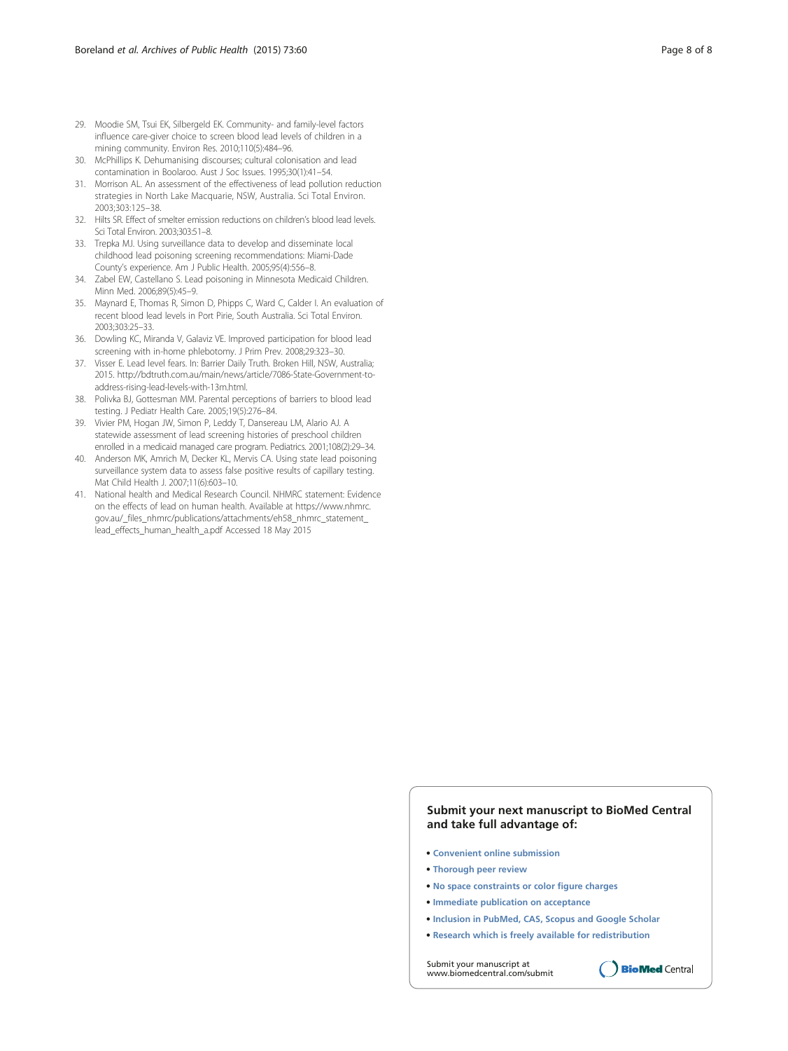29. Moodie SM, Tsui EK, Silbergeld EK. Community- and family-level factors influence care-giver choice to screen blood lead levels of children in a mining community. Environ Res. 2010;110(5):484–96.
30. McPhillips K. Dehumanising discourses; cultural colonisation and lead contamination in Boolaroo. Aust J Soc Issues. 1995;30(1):41–54.
31. Morrison AL. An assessment of the effectiveness of lead pollution reduction strategies in North Lake Macquarie, NSW, Australia. Sci Total Environ. 2003;303:125–38.
32. Hilts SR. Effect of smelter emission reductions on children's blood lead levels. Sci Total Environ. 2003;303:51–8.
33. Trepka MJ. Using surveillance data to develop and disseminate local childhood lead poisoning screening recommendations: Miami-Dade County's experience. Am J Public Health. 2005;95(4):556–8.
34. Zabel EW, Castellano S. Lead poisoning in Minnesota Medicaid Children. Minn Med. 2006;89(5):45–9.
35. Maynard E, Thomas R, Simon D, Phipps C, Ward C, Calder I. An evaluation of recent blood lead levels in Port Pirie, South Australia. Sci Total Environ. 2003;303:25–33.
36. Dowling KC, Miranda V, Galaviz VE. Improved participation for blood lead screening with in-home phlebotomy. J Prim Prev. 2008;29:323–30.
37. Visser E. Lead level fears. In: Barrier Daily Truth. Broken Hill, NSW, Australia; 2015. http://bdtruth.com.au/main/news/article/7086-State-Government-to-address-rising-lead-levels-with-13m.html.
38. Polivka BJ, Gottesman MM. Parental perceptions of barriers to blood lead testing. J Pediatr Health Care. 2005;19(5):276–84.
39. Vivier PM, Hogan JW, Simon P, Leddy T, Dansereau LM, Alario AJ. A statewide assessment of lead screening histories of preschool children enrolled in a medicaid managed care program. Pediatrics. 2001;108(2):29–34.
40. Anderson MK, Amrich M, Decker KL, Mervis CA. Using state lead poisoning surveillance system data to assess false positive results of capillary testing. Mat Child Health J. 2007;11(6):603–10.
41. National health and Medical Research Council. NHMRC statement: Evidence on the effects of lead on human health. Available at https://www.nhmrc.gov.au/_files_nhmrc/publications/attachments/eh58_nhmrc_statement_lead_effects_human_health_a.pdf Accessed 18 May 2015

**Submit your next manuscript to BioMed Central and take full advantage of:**

- **Convenient online submission**
- **Thorough peer review**
- **No space constraints or color figure charges**
- **Immediate publication on acceptance**
- **Inclusion in PubMed, CAS, Scopus and Google Scholar**
- **Research which is freely available for redistribution**

Submit your manuscript at
www.biomedcentral.com/submit

BioMed Central